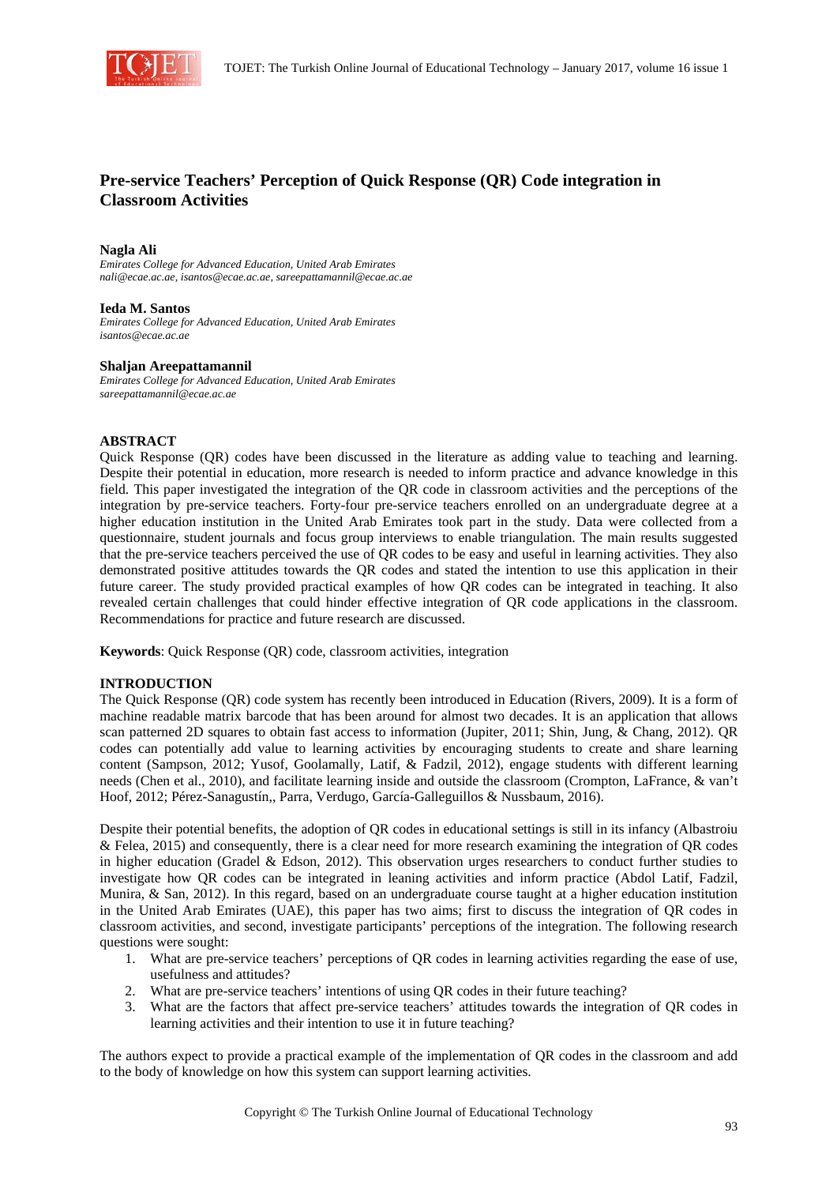# Pre-service Teachers' Perception of Quick Response (QR) Code integration in Classroom Activities

**Nagla Ali**
*Emirates College for Advanced Education, United Arab Emirates*
*nali@ecae.ac.ae, isantos@ecae.ac.ae, sareepattamannil@ecae.ac.ae*

**Ieda M. Santos**
*Emirates College for Advanced Education, United Arab Emirates*
*isantos@ecae.ac.ae*

**Shaljan Areepattamannil**
*Emirates College for Advanced Education, United Arab Emirates*
*sareepattamannil@ecae.ac.ae*

## ABSTRACT

Quick Response (QR) codes have been discussed in the literature as adding value to teaching and learning. Despite their potential in education, more research is needed to inform practice and advance knowledge in this field. This paper investigated the integration of the QR code in classroom activities and the perceptions of the integration by pre-service teachers. Forty-four pre-service teachers enrolled on an undergraduate degree at a higher education institution in the United Arab Emirates took part in the study. Data were collected from a questionnaire, student journals and focus group interviews to enable triangulation. The main results suggested that the pre-service teachers perceived the use of QR codes to be easy and useful in learning activities. They also demonstrated positive attitudes towards the QR codes and stated the intention to use this application in their future career. The study provided practical examples of how QR codes can be integrated in teaching. It also revealed certain challenges that could hinder effective integration of QR code applications in the classroom. Recommendations for practice and future research are discussed.

**Keywords**: Quick Response (QR) code, classroom activities, integration

## INTRODUCTION

The Quick Response (QR) code system has recently been introduced in Education (Rivers, 2009). It is a form of machine readable matrix barcode that has been around for almost two decades. It is an application that allows scan patterned 2D squares to obtain fast access to information (Jupiter, 2011; Shin, Jung, & Chang, 2012). QR codes can potentially add value to learning activities by encouraging students to create and share learning content (Sampson, 2012; Yusof, Goolamally, Latif, & Fadzil, 2012), engage students with different learning needs (Chen et al., 2010), and facilitate learning inside and outside the classroom (Crompton, LaFrance, & van't Hoof, 2012; Pérez-Sanagustín,, Parra, Verdugo, García-Galleguillos & Nussbaum, 2016).

Despite their potential benefits, the adoption of QR codes in educational settings is still in its infancy (Albastroiu & Felea, 2015) and consequently, there is a clear need for more research examining the integration of QR codes in higher education (Gradel & Edson, 2012). This observation urges researchers to conduct further studies to investigate how QR codes can be integrated in leaning activities and inform practice (Abdol Latif, Fadzil, Munira, & San, 2012). In this regard, based on an undergraduate course taught at a higher education institution in the United Arab Emirates (UAE), this paper has two aims; first to discuss the integration of QR codes in classroom activities, and second, investigate participants' perceptions of the integration. The following research questions were sought:

1. What are pre-service teachers' perceptions of QR codes in learning activities regarding the ease of use, usefulness and attitudes?
2. What are pre-service teachers' intentions of using QR codes in their future teaching?
3. What are the factors that affect pre-service teachers' attitudes towards the integration of QR codes in learning activities and their intention to use it in future teaching?

The authors expect to provide a practical example of the implementation of QR codes in the classroom and add to the body of knowledge on how this system can support learning activities.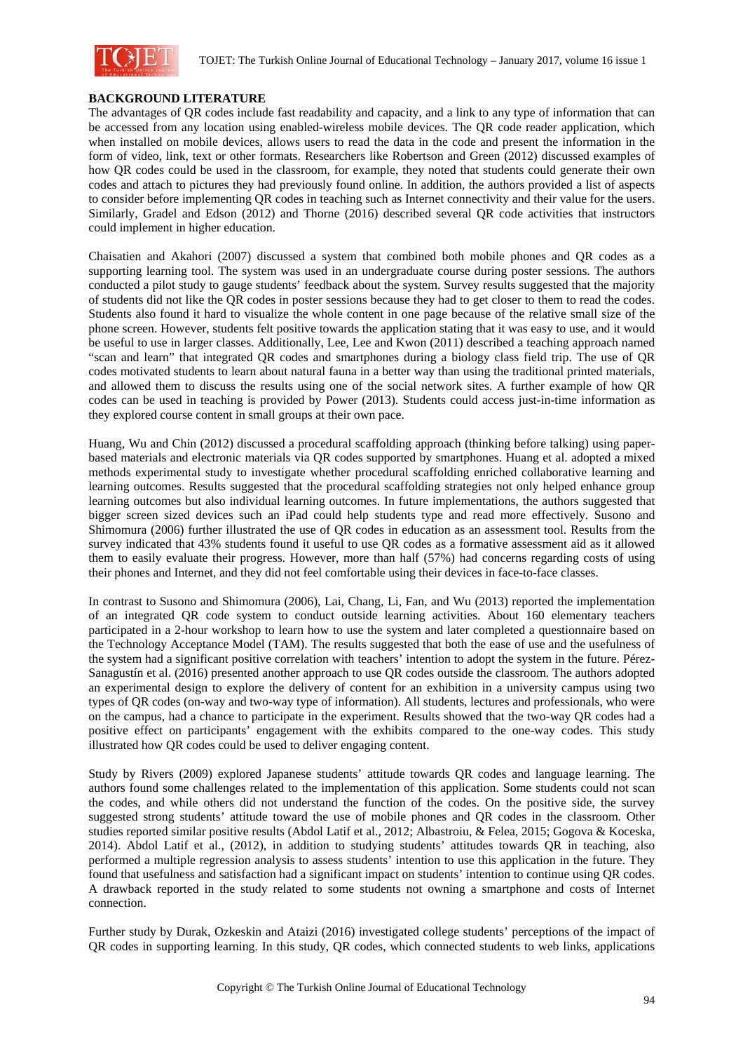**BACKGROUND LITERATURE**

The advantages of QR codes include fast readability and capacity, and a link to any type of information that can be accessed from any location using enabled-wireless mobile devices. The QR code reader application, which when installed on mobile devices, allows users to read the data in the code and present the information in the form of video, link, text or other formats. Researchers like Robertson and Green (2012) discussed examples of how QR codes could be used in the classroom, for example, they noted that students could generate their own codes and attach to pictures they had previously found online. In addition, the authors provided a list of aspects to consider before implementing QR codes in teaching such as Internet connectivity and their value for the users. Similarly, Gradel and Edson (2012) and Thorne (2016) described several QR code activities that instructors could implement in higher education.

Chaisatien and Akahori (2007) discussed a system that combined both mobile phones and QR codes as a supporting learning tool. The system was used in an undergraduate course during poster sessions. The authors conducted a pilot study to gauge students' feedback about the system. Survey results suggested that the majority of students did not like the QR codes in poster sessions because they had to get closer to them to read the codes. Students also found it hard to visualize the whole content in one page because of the relative small size of the phone screen. However, students felt positive towards the application stating that it was easy to use, and it would be useful to use in larger classes. Additionally, Lee, Lee and Kwon (2011) described a teaching approach named "scan and learn" that integrated QR codes and smartphones during a biology class field trip. The use of QR codes motivated students to learn about natural fauna in a better way than using the traditional printed materials, and allowed them to discuss the results using one of the social network sites. A further example of how QR codes can be used in teaching is provided by Power (2013). Students could access just-in-time information as they explored course content in small groups at their own pace.

Huang, Wu and Chin (2012) discussed a procedural scaffolding approach (thinking before talking) using paper-based materials and electronic materials via QR codes supported by smartphones. Huang et al. adopted a mixed methods experimental study to investigate whether procedural scaffolding enriched collaborative learning and learning outcomes. Results suggested that the procedural scaffolding strategies not only helped enhance group learning outcomes but also individual learning outcomes. In future implementations, the authors suggested that bigger screen sized devices such an iPad could help students type and read more effectively. Susono and Shimomura (2006) further illustrated the use of QR codes in education as an assessment tool. Results from the survey indicated that 43% students found it useful to use QR codes as a formative assessment aid as it allowed them to easily evaluate their progress. However, more than half (57%) had concerns regarding costs of using their phones and Internet, and they did not feel comfortable using their devices in face-to-face classes.

In contrast to Susono and Shimomura (2006), Lai, Chang, Li, Fan, and Wu (2013) reported the implementation of an integrated QR code system to conduct outside learning activities. About 160 elementary teachers participated in a 2-hour workshop to learn how to use the system and later completed a questionnaire based on the Technology Acceptance Model (TAM). The results suggested that both the ease of use and the usefulness of the system had a significant positive correlation with teachers' intention to adopt the system in the future. Pérez-Sanagustín et al. (2016) presented another approach to use QR codes outside the classroom. The authors adopted an experimental design to explore the delivery of content for an exhibition in a university campus using two types of QR codes (on-way and two-way type of information). All students, lectures and professionals, who were on the campus, had a chance to participate in the experiment. Results showed that the two-way QR codes had a positive effect on participants' engagement with the exhibits compared to the one-way codes. This study illustrated how QR codes could be used to deliver engaging content.

Study by Rivers (2009) explored Japanese students' attitude towards QR codes and language learning. The authors found some challenges related to the implementation of this application. Some students could not scan the codes, and while others did not understand the function of the codes. On the positive side, the survey suggested strong students' attitude toward the use of mobile phones and QR codes in the classroom. Other studies reported similar positive results (Abdol Latif et al., 2012; Albastroiu, & Felea, 2015; Gogova & Koceska, 2014). Abdol Latif et al., (2012), in addition to studying students' attitudes towards QR in teaching, also performed a multiple regression analysis to assess students' intention to use this application in the future. They found that usefulness and satisfaction had a significant impact on students' intention to continue using QR codes. A drawback reported in the study related to some students not owning a smartphone and costs of Internet connection.

Further study by Durak, Ozkeskin and Ataizi (2016) investigated college students' perceptions of the impact of QR codes in supporting learning. In this study, QR codes, which connected students to web links, applications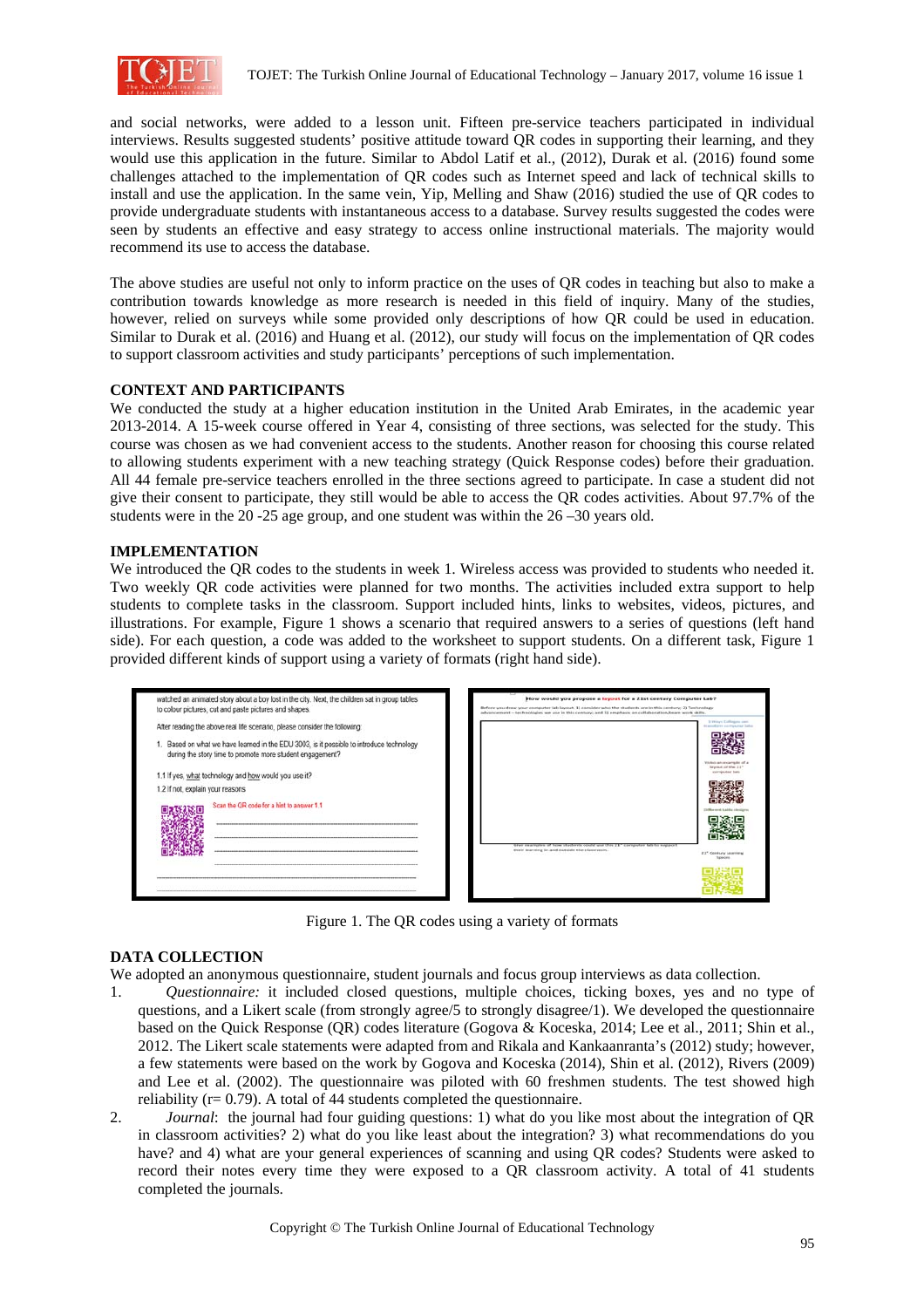and social networks, were added to a lesson unit. Fifteen pre-service teachers participated in individual interviews. Results suggested students' positive attitude toward QR codes in supporting their learning, and they would use this application in the future. Similar to Abdol Latif et al., (2012), Durak et al. (2016) found some challenges attached to the implementation of QR codes such as Internet speed and lack of technical skills to install and use the application. In the same vein, Yip, Melling and Shaw (2016) studied the use of QR codes to provide undergraduate students with instantaneous access to a database. Survey results suggested the codes were seen by students an effective and easy strategy to access online instructional materials. The majority would recommend its use to access the database.

The above studies are useful not only to inform practice on the uses of QR codes in teaching but also to make a contribution towards knowledge as more research is needed in this field of inquiry. Many of the studies, however, relied on surveys while some provided only descriptions of how QR could be used in education. Similar to Durak et al. (2016) and Huang et al. (2012), our study will focus on the implementation of QR codes to support classroom activities and study participants' perceptions of such implementation.

## CONTEXT AND PARTICIPANTS

We conducted the study at a higher education institution in the United Arab Emirates, in the academic year 2013-2014. A 15-week course offered in Year 4, consisting of three sections, was selected for the study. This course was chosen as we had convenient access to the students. Another reason for choosing this course related to allowing students experiment with a new teaching strategy (Quick Response codes) before their graduation. All 44 female pre-service teachers enrolled in the three sections agreed to participate. In case a student did not give their consent to participate, they still would be able to access the QR codes activities. About 97.7% of the students were in the 20 -25 age group, and one student was within the 26 –30 years old.

## IMPLEMENTATION

We introduced the QR codes to the students in week 1. Wireless access was provided to students who needed it. Two weekly QR code activities were planned for two months. The activities included extra support to help students to complete tasks in the classroom. Support included hints, links to websites, videos, pictures, and illustrations. For example, Figure 1 shows a scenario that required answers to a series of questions (left hand side). For each question, a code was added to the worksheet to support students. On a different task, Figure 1 provided different kinds of support using a variety of formats (right hand side).

Figure 1. The QR codes using a variety of formats

## DATA COLLECTION

We adopted an anonymous questionnaire, student journals and focus group interviews as data collection.

1. *Questionnaire:* it included closed questions, multiple choices, ticking boxes, yes and no type of questions, and a Likert scale (from strongly agree/5 to strongly disagree/1). We developed the questionnaire based on the Quick Response (QR) codes literature (Gogova & Koceska, 2014; Lee et al., 2011; Shin et al., 2012. The Likert scale statements were adapted from and Rikala and Kankaanranta's (2012) study; however, a few statements were based on the work by Gogova and Koceska (2014), Shin et al. (2012), Rivers (2009) and Lee et al. (2002). The questionnaire was piloted with 60 freshmen students. The test showed high reliability (r= 0.79). A total of 44 students completed the questionnaire.
2. *Journal*: the journal had four guiding questions: 1) what do you like most about the integration of QR in classroom activities? 2) what do you like least about the integration? 3) what recommendations do you have? and 4) what are your general experiences of scanning and using QR codes? Students were asked to record their notes every time they were exposed to a QR classroom activity. A total of 41 students completed the journals.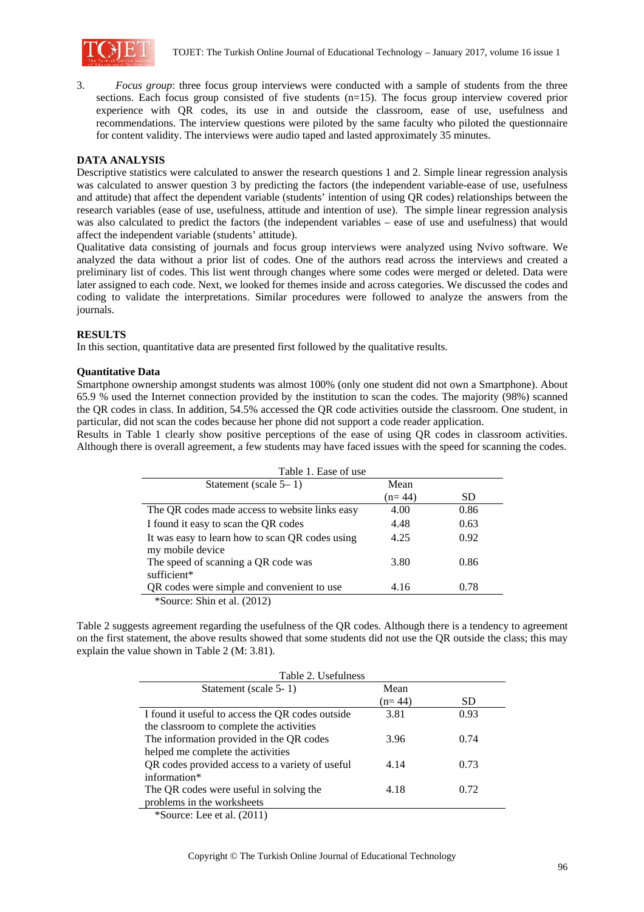3. *Focus group*: three focus group interviews were conducted with a sample of students from the three sections. Each focus group consisted of five students (n=15). The focus group interview covered prior experience with QR codes, its use in and outside the classroom, ease of use, usefulness and recommendations. The interview questions were piloted by the same faculty who piloted the questionnaire for content validity. The interviews were audio taped and lasted approximately 35 minutes.

## DATA ANALYSIS

Descriptive statistics were calculated to answer the research questions 1 and 2. Simple linear regression analysis was calculated to answer question 3 by predicting the factors (the independent variable-ease of use, usefulness and attitude) that affect the dependent variable (students' intention of using QR codes) relationships between the research variables (ease of use, usefulness, attitude and intention of use). The simple linear regression analysis was also calculated to predict the factors (the independent variables – ease of use and usefulness) that would affect the independent variable (students' attitude).

Qualitative data consisting of journals and focus group interviews were analyzed using Nvivo software. We analyzed the data without a prior list of codes. One of the authors read across the interviews and created a preliminary list of codes. This list went through changes where some codes were merged or deleted. Data were later assigned to each code. Next, we looked for themes inside and across categories. We discussed the codes and coding to validate the interpretations. Similar procedures were followed to analyze the answers from the journals.

## RESULTS

In this section, quantitative data are presented first followed by the qualitative results.

### Quantitative Data

Smartphone ownership amongst students was almost 100% (only one student did not own a Smartphone). About 65.9 % used the Internet connection provided by the institution to scan the codes. The majority (98%) scanned the QR codes in class. In addition, 54.5% accessed the QR code activities outside the classroom. One student, in particular, did not scan the codes because her phone did not support a code reader application.

Results in Table 1 clearly show positive perceptions of the ease of using QR codes in classroom activities. Although there is overall agreement, a few students may have faced issues with the speed for scanning the codes.

Table 1. Ease of use

| Statement (scale 5– 1) | Mean (n= 44) | SD |
|---|---|---|
| The QR codes made access to website links easy | 4.00 | 0.86 |
| I found it easy to scan the QR codes | 4.48 | 0.63 |
| It was easy to learn how to scan QR codes using my mobile device | 4.25 | 0.92 |
| The speed of scanning a QR code was sufficient* | 3.80 | 0.86 |
| QR codes were simple and convenient to use | 4.16 | 0.78 |

*Source: Shin et al. (2012)

Table 2 suggests agreement regarding the usefulness of the QR codes. Although there is a tendency to agreement on the first statement, the above results showed that some students did not use the QR outside the class; this may explain the value shown in Table 2 (M: 3.81).

Table 2. Usefulness

| Statement (scale 5- 1) | Mean (n= 44) | SD |
|---|---|---|
| I found it useful to access the QR codes outside the classroom to complete the activities | 3.81 | 0.93 |
| The information provided in the QR codes helped me complete the activities | 3.96 | 0.74 |
| QR codes provided access to a variety of useful information* | 4.14 | 0.73 |
| The QR codes were useful in solving the problems in the worksheets | 4.18 | 0.72 |

*Source: Lee et al. (2011)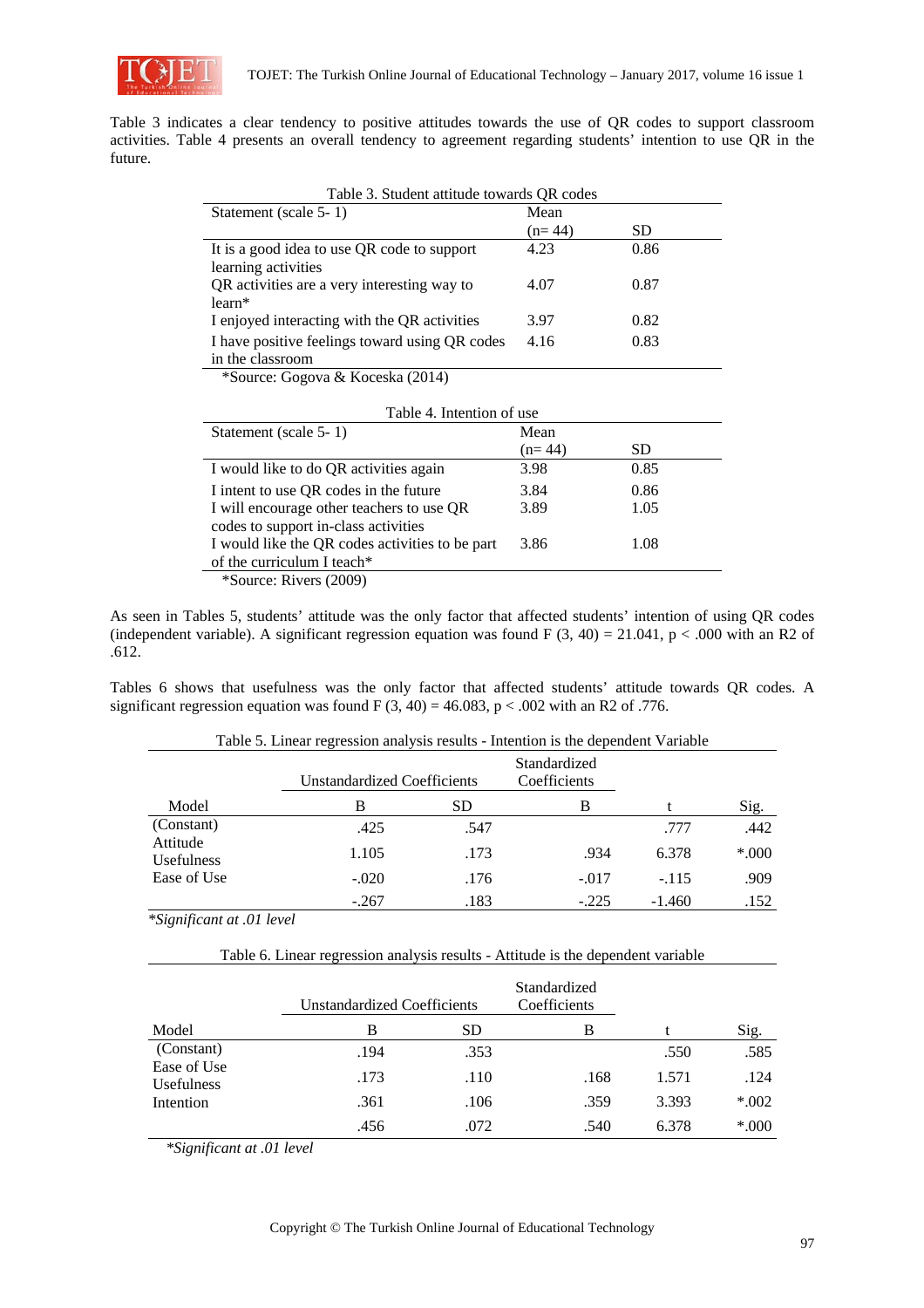Table 3 indicates a clear tendency to positive attitudes towards the use of QR codes to support classroom activities. Table 4 presents an overall tendency to agreement regarding students' intention to use QR in the future.

Table 3. Student attitude towards QR codes

| Statement (scale 5- 1) | Mean (n= 44) | SD |
|---|---|---|
| It is a good idea to use QR code to support learning activities | 4.23 | 0.86 |
| QR activities are a very interesting way to learn* | 4.07 | 0.87 |
| I enjoyed interacting with the QR activities | 3.97 | 0.82 |
| I have positive feelings toward using QR codes in the classroom | 4.16 | 0.83 |

*Source: Gogova & Koceska (2014)

Table 4. Intention of use

| Statement (scale 5- 1) | Mean (n= 44) | SD |
|---|---|---|
| I would like to do QR activities again | 3.98 | 0.85 |
| I intent to use QR codes in the future | 3.84 | 0.86 |
| I will encourage other teachers to use QR codes to support in-class activities | 3.89 | 1.05 |
| I would like the QR codes activities to be part of the curriculum I teach* | 3.86 | 1.08 |

*Source: Rivers (2009)

As seen in Tables 5, students' attitude was the only factor that affected students' intention of using QR codes (independent variable). A significant regression equation was found $F (3, 40) = 21.041$, $p < .000$ with an $R^2$ of .612.

Tables 6 shows that usefulness was the only factor that affected students' attitude towards QR codes. A significant regression equation was found $F (3, 40) = 46.083$, $p < .002$ with an $R^2$ of .776.

Table 5. Linear regression analysis results - Intention is the dependent Variable

| | Unstandardized Coefficients | | Standardized Coefficients | | |
|---|---|---|---|---|---|
| Model | B | SD | B | t | Sig. |
| (Constant) | .425 | .547 | | .777 | .442 |
| Attitude | 1.105 | .173 | .934 | 6.378 | *.000 |
| Usefulness | -.020 | .176 | -.017 | -.115 | .909 |
| Ease of Use | -.267 | .183 | -.225 | -1.460 | .152 |

*\*Significant at .01 level*

Table 6. Linear regression analysis results - Attitude is the dependent variable

| | Unstandardized Coefficients | | Standardized Coefficients | | |
|---|---|---|---|---|---|
| Model | B | SD | B | t | Sig. |
| (Constant) | .194 | .353 | | .550 | .585 |
| Ease of Use | .173 | .110 | .168 | 1.571 | .124 |
| Usefulness | .361 | .106 | .359 | 3.393 | *.002 |
| Intention | .456 | .072 | .540 | 6.378 | *.000 |

*\*Significant at .01 level*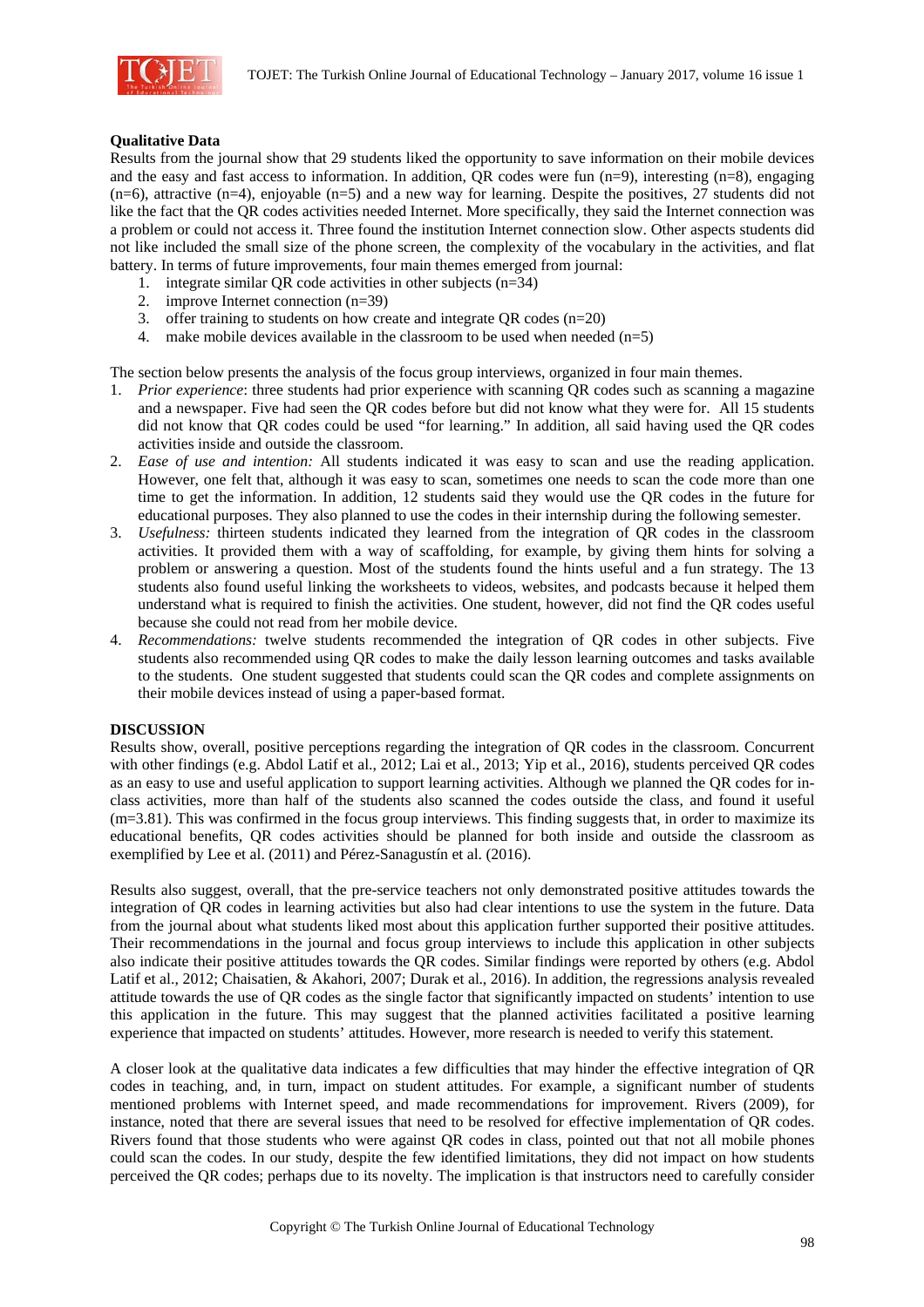**Qualitative Data**

Results from the journal show that 29 students liked the opportunity to save information on their mobile devices and the easy and fast access to information. In addition, QR codes were fun (n=9), interesting (n=8), engaging (n=6), attractive (n=4), enjoyable (n=5) and a new way for learning. Despite the positives, 27 students did not like the fact that the QR codes activities needed Internet. More specifically, they said the Internet connection was a problem or could not access it. Three found the institution Internet connection slow. Other aspects students did not like included the small size of the phone screen, the complexity of the vocabulary in the activities, and flat battery. In terms of future improvements, four main themes emerged from journal:

1. integrate similar QR code activities in other subjects (n=34)
2. improve Internet connection (n=39)
3. offer training to students on how create and integrate QR codes (n=20)
4. make mobile devices available in the classroom to be used when needed (n=5)

The section below presents the analysis of the focus group interviews, organized in four main themes.

1. *Prior experience*: three students had prior experience with scanning QR codes such as scanning a magazine and a newspaper. Five had seen the QR codes before but did not know what they were for. All 15 students did not know that QR codes could be used "for learning." In addition, all said having used the QR codes activities inside and outside the classroom.
2. *Ease of use and intention:* All students indicated it was easy to scan and use the reading application. However, one felt that, although it was easy to scan, sometimes one needs to scan the code more than one time to get the information. In addition, 12 students said they would use the QR codes in the future for educational purposes. They also planned to use the codes in their internship during the following semester.
3. *Usefulness:* thirteen students indicated they learned from the integration of QR codes in the classroom activities. It provided them with a way of scaffolding, for example, by giving them hints for solving a problem or answering a question. Most of the students found the hints useful and a fun strategy. The 13 students also found useful linking the worksheets to videos, websites, and podcasts because it helped them understand what is required to finish the activities. One student, however, did not find the QR codes useful because she could not read from her mobile device.
4. *Recommendations:* twelve students recommended the integration of QR codes in other subjects. Five students also recommended using QR codes to make the daily lesson learning outcomes and tasks available to the students. One student suggested that students could scan the QR codes and complete assignments on their mobile devices instead of using a paper-based format.

## DISCUSSION

Results show, overall, positive perceptions regarding the integration of QR codes in the classroom. Concurrent with other findings (e.g. Abdol Latif et al., 2012; Lai et al., 2013; Yip et al., 2016), students perceived QR codes as an easy to use and useful application to support learning activities. Although we planned the QR codes for in-class activities, more than half of the students also scanned the codes outside the class, and found it useful (m=3.81). This was confirmed in the focus group interviews. This finding suggests that, in order to maximize its educational benefits, QR codes activities should be planned for both inside and outside the classroom as exemplified by Lee et al. (2011) and Pérez-Sanagustín et al. (2016).

Results also suggest, overall, that the pre-service teachers not only demonstrated positive attitudes towards the integration of QR codes in learning activities but also had clear intentions to use the system in the future. Data from the journal about what students liked most about this application further supported their positive attitudes. Their recommendations in the journal and focus group interviews to include this application in other subjects also indicate their positive attitudes towards the QR codes. Similar findings were reported by others (e.g. Abdol Latif et al., 2012; Chaisatien, & Akahori, 2007; Durak et al., 2016). In addition, the regressions analysis revealed attitude towards the use of QR codes as the single factor that significantly impacted on students' intention to use this application in the future. This may suggest that the planned activities facilitated a positive learning experience that impacted on students' attitudes. However, more research is needed to verify this statement.

A closer look at the qualitative data indicates a few difficulties that may hinder the effective integration of QR codes in teaching, and, in turn, impact on student attitudes. For example, a significant number of students mentioned problems with Internet speed, and made recommendations for improvement. Rivers (2009), for instance, noted that there are several issues that need to be resolved for effective implementation of QR codes. Rivers found that those students who were against QR codes in class, pointed out that not all mobile phones could scan the codes. In our study, despite the few identified limitations, they did not impact on how students perceived the QR codes; perhaps due to its novelty. The implication is that instructors need to carefully consider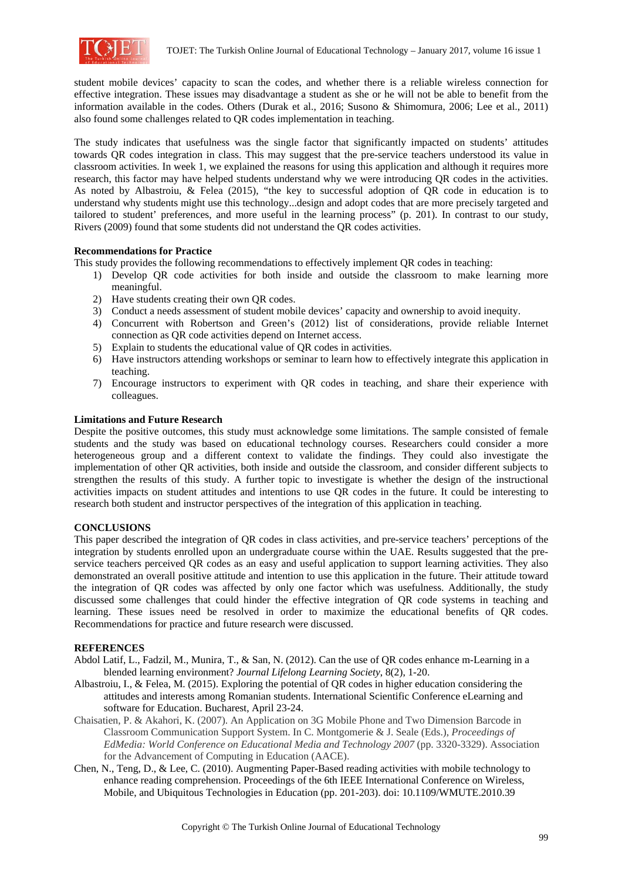student mobile devices' capacity to scan the codes, and whether there is a reliable wireless connection for effective integration. These issues may disadvantage a student as she or he will not be able to benefit from the information available in the codes. Others (Durak et al., 2016; Susono & Shimomura, 2006; Lee et al., 2011) also found some challenges related to QR codes implementation in teaching.

The study indicates that usefulness was the single factor that significantly impacted on students' attitudes towards QR codes integration in class. This may suggest that the pre-service teachers understood its value in classroom activities. In week 1, we explained the reasons for using this application and although it requires more research, this factor may have helped students understand why we were introducing QR codes in the activities. As noted by Albastroiu, & Felea (2015), "the key to successful adoption of QR code in education is to understand why students might use this technology...design and adopt codes that are more precisely targeted and tailored to student' preferences, and more useful in the learning process" (p. 201). In contrast to our study, Rivers (2009) found that some students did not understand the QR codes activities.

**Recommendations for Practice**

This study provides the following recommendations to effectively implement QR codes in teaching:

1) Develop QR code activities for both inside and outside the classroom to make learning more meaningful.
2) Have students creating their own QR codes.
3) Conduct a needs assessment of student mobile devices' capacity and ownership to avoid inequity.
4) Concurrent with Robertson and Green's (2012) list of considerations, provide reliable Internet connection as QR code activities depend on Internet access.
5) Explain to students the educational value of QR codes in activities.
6) Have instructors attending workshops or seminar to learn how to effectively integrate this application in teaching.
7) Encourage instructors to experiment with QR codes in teaching, and share their experience with colleagues.

**Limitations and Future Research**

Despite the positive outcomes, this study must acknowledge some limitations. The sample consisted of female students and the study was based on educational technology courses. Researchers could consider a more heterogeneous group and a different context to validate the findings. They could also investigate the implementation of other QR activities, both inside and outside the classroom, and consider different subjects to strengthen the results of this study. A further topic to investigate is whether the design of the instructional activities impacts on student attitudes and intentions to use QR codes in the future. It could be interesting to research both student and instructor perspectives of the integration of this application in teaching.

## CONCLUSIONS

This paper described the integration of QR codes in class activities, and pre-service teachers' perceptions of the integration by students enrolled upon an undergraduate course within the UAE. Results suggested that the pre-service teachers perceived QR codes as an easy and useful application to support learning activities. They also demonstrated an overall positive attitude and intention to use this application in the future. Their attitude toward the integration of QR codes was affected by only one factor which was usefulness. Additionally, the study discussed some challenges that could hinder the effective integration of QR code systems in teaching and learning. These issues need be resolved in order to maximize the educational benefits of QR codes. Recommendations for practice and future research were discussed.

## REFERENCES

Abdol Latif, L., Fadzil, M., Munira, T., & San, N. (2012). Can the use of QR codes enhance m-Learning in a blended learning environment? *Journal Lifelong Learning Society*, 8(2), 1-20.

Albastroiu, I., & Felea, M. (2015). Exploring the potential of QR codes in higher education considering the attitudes and interests among Romanian students. International Scientific Conference eLearning and software for Education. Bucharest, April 23-24.

Chaisatien, P. & Akahori, K. (2007). An Application on 3G Mobile Phone and Two Dimension Barcode in Classroom Communication Support System. In C. Montgomerie & J. Seale (Eds.), *Proceedings of EdMedia: World Conference on Educational Media and Technology 2007* (pp. 3320-3329). Association for the Advancement of Computing in Education (AACE).

Chen, N., Teng, D., & Lee, C. (2010). Augmenting Paper-Based reading activities with mobile technology to enhance reading comprehension. Proceedings of the 6th IEEE International Conference on Wireless, Mobile, and Ubiquitous Technologies in Education (pp. 201-203). doi: 10.1109/WMUTE.2010.39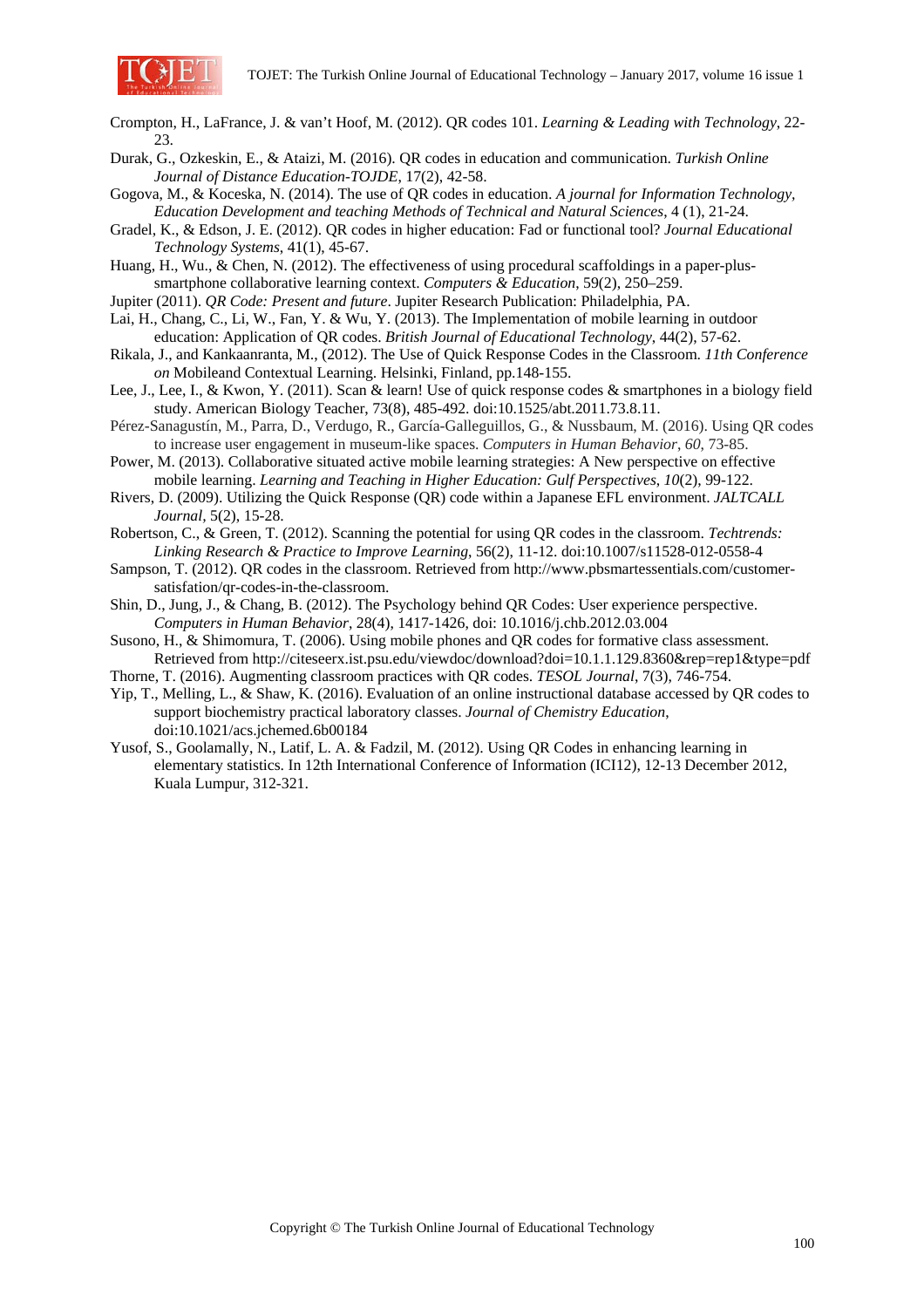Crompton, H., LaFrance, J. & van't Hoof, M. (2012). QR codes 101. *Learning & Leading with Technology*, 22-23.

Durak, G., Ozkeskin, E., & Ataizi, M. (2016). QR codes in education and communication. *Turkish Online Journal of Distance Education-TOJDE*, 17(2), 42-58.

Gogova, M., & Koceska, N. (2014). The use of QR codes in education. *A journal for Information Technology, Education Development and teaching Methods of Technical and Natural Sciences*, 4 (1), 21-24.

Gradel, K., & Edson, J. E. (2012). QR codes in higher education: Fad or functional tool? *Journal Educational Technology Systems*, 41(1), 45-67.

Huang, H., Wu., & Chen, N. (2012). The effectiveness of using procedural scaffoldings in a paper-plus-smartphone collaborative learning context. *Computers & Education*, 59(2), 250–259.

Jupiter (2011). *QR Code: Present and future*. Jupiter Research Publication: Philadelphia, PA.

Lai, H., Chang, C., Li, W., Fan, Y. & Wu, Y. (2013). The Implementation of mobile learning in outdoor education: Application of QR codes. *British Journal of Educational Technology*, 44(2), 57-62.

Rikala, J., and Kankaanranta, M., (2012). The Use of Quick Response Codes in the Classroom. *11th Conference on* Mobileand Contextual Learning. Helsinki, Finland, pp.148-155.

Lee, J., Lee, I., & Kwon, Y. (2011). Scan & learn! Use of quick response codes & smartphones in a biology field study. American Biology Teacher, 73(8), 485-492. doi:10.1525/abt.2011.73.8.11.

Pérez-Sanagustín, M., Parra, D., Verdugo, R., García-Galleguillos, G., & Nussbaum, M. (2016). Using QR codes to increase user engagement in museum-like spaces. *Computers in Human Behavior*, *60*, 73-85.

Power, M. (2013). Collaborative situated active mobile learning strategies: A New perspective on effective mobile learning. *Learning and Teaching in Higher Education: Gulf Perspectives*, *10*(2), 99-122.

Rivers, D. (2009). Utilizing the Quick Response (QR) code within a Japanese EFL environment. *JALTCALL Journal*, 5(2), 15-28.

Robertson, C., & Green, T. (2012). Scanning the potential for using QR codes in the classroom. *Techtrends: Linking Research & Practice to Improve Learning*, 56(2), 11-12. doi:10.1007/s11528-012-0558-4

Sampson, T. (2012). QR codes in the classroom. Retrieved from http://www.pbsmartessentials.com/customer-satisfation/qr-codes-in-the-classroom.

Shin, D., Jung, J., & Chang, B. (2012). The Psychology behind QR Codes: User experience perspective. *Computers in Human Behavior*, 28(4), 1417-1426, doi: 10.1016/j.chb.2012.03.004

Susono, H., & Shimomura, T. (2006). Using mobile phones and QR codes for formative class assessment. Retrieved from http://citeseerx.ist.psu.edu/viewdoc/download?doi=10.1.1.129.8360&rep=rep1&type=pdf

Thorne, T. (2016). Augmenting classroom practices with QR codes. *TESOL Journal*, 7(3), 746-754.

Yip, T., Melling, L., & Shaw, K. (2016). Evaluation of an online instructional database accessed by QR codes to support biochemistry practical laboratory classes. *Journal of Chemistry Education*, doi:10.1021/acs.jchemed.6b00184

Yusof, S., Goolamally, N., Latif, L. A. & Fadzil, M. (2012). Using QR Codes in enhancing learning in elementary statistics. In 12th International Conference of Information (ICI12), 12-13 December 2012, Kuala Lumpur, 312-321.